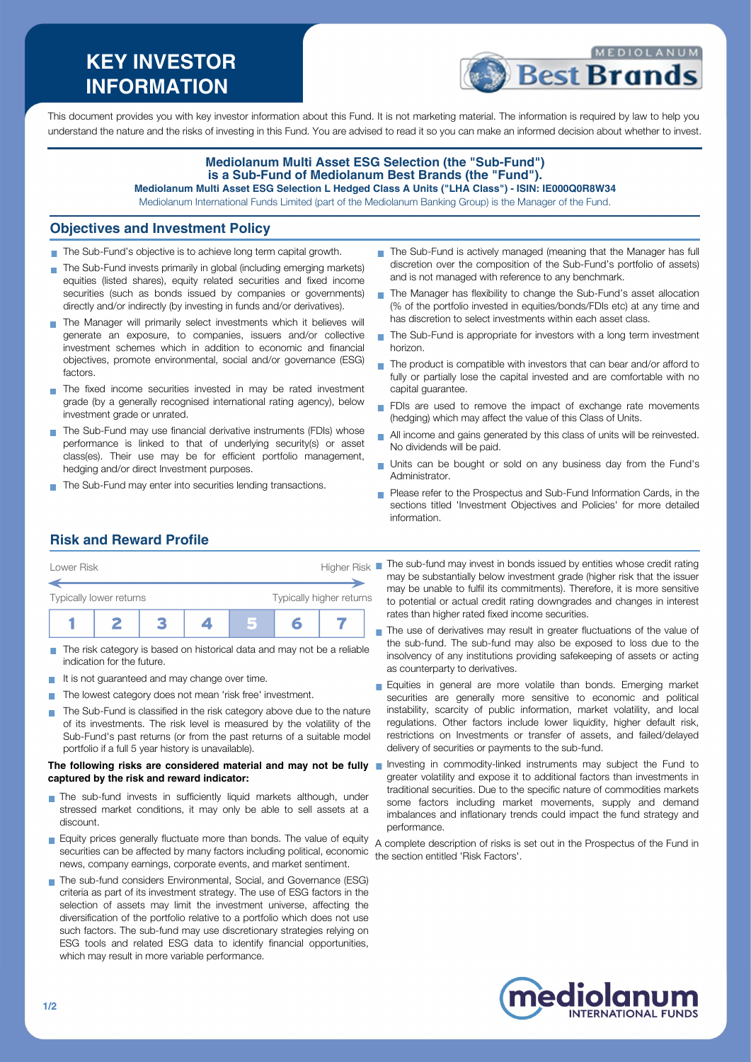# KEY INVESTOR INFORMATION

This document provides you with key investor information about this Fund. It is not marketing material. The information is required by law to help you understand the nature and the risks of investing in this Fund. You are advised to read it so you can make an informed decision about whether to invest.

**Mediolanum Multi Asset ESG Selection (the "Sub-Fund") is a Sub-Fund of Mediolanum Best Brands (the "Fund").**

**Mediolanum Multi Asset ESG Selection L Hedged Class A Units ("LHA Class") - ISIN: IE000Q0R8W34**

Mediolanum International Funds Limited (part of the Mediolanum Banking Group) is the Manager of the Fund.

## Objectives and Investment Policy

- The Sub-Fund's objective is to achieve long term capital growth.
- The Sub-Fund invests primarily in global (including emerging markets) equities (listed shares), equity related securities and fixed income securities (such as bonds issued by companies or governments) directly and/or indirectly (by investing in funds and/or derivatives).
- The Manager will primarily select investments which it believes will generate an exposure, to companies, issuers and/or collective investment schemes which in addition to economic and financial objectives, promote environmental, social and/or governance (ESG) factors.
- The fixed income securities invested in may be rated investment grade (by a generally recognised international rating agency), below investment grade or unrated.
- The Sub-Fund may use financial derivative instruments (FDIs) whose performance is linked to that of underlying security(s) or asset class(es). Their use may be for efficient portfolio management, hedging and/or direct Investment purposes.
- The Sub-Fund may enter into securities lending transactions.
- The Sub-Fund is actively managed (meaning that the Manager has full discretion over the composition of the Sub-Fund's portfolio of assets) and is not managed with reference to any benchmark.
- The Manager has flexibility to change the Sub-Fund's asset allocation (% of the portfolio invested in equities/bonds/FDIs etc) at any time and has discretion to select investments within each asset class.
- The Sub-Fund is appropriate for investors with a long term investment horizon.
- The product is compatible with investors that can bear and/or afford to fully or partially lose the capital invested and are comfortable with no capital guarantee.
- FDIs are used to remove the impact of exchange rate movements (hedging) which may affect the value of this Class of Units.
- All income and gains generated by this class of units will be reinvested. No dividends will be paid.
- Units can be bought or sold on any business day from the Fund's Administrator.
- Please refer to the Prospectus and Sub-Fund Information Cards, in the sections titled 'Investment Objectives and Policies' for more detailed information.

## Risk and Reward Profile

| Lower Risk | | | | | | Higher Risk |
|---|---|---|---|---|---|---|
| Typically lower returns | | | | | | Typically higher returns |
| 1 | 2 | 3 | 4 | **5** | 6 | 7 |

- The risk category is based on historical data and may not be a reliable indication for the future.
- It is not guaranteed and may change over time.
- The lowest category does not mean 'risk free' investment.
- The Sub-Fund is classified in the risk category above due to the nature of its investments. The risk level is measured by the volatility of the Sub-Fund's past returns (or from the past returns of a suitable model portfolio if a full 5 year history is unavailable).

**The following risks are considered material and may not be fully captured by the risk and reward indicator:**

- The sub-fund invests in sufficiently liquid markets although, under stressed market conditions, it may only be able to sell assets at a discount.
- Equity prices generally fluctuate more than bonds. The value of equity securities can be affected by many factors including political, economic news, company earnings, corporate events, and market sentiment.
- The sub-fund considers Environmental, Social, and Governance (ESG) criteria as part of its investment strategy. The use of ESG factors in the selection of assets may limit the investment universe, affecting the diversification of the portfolio relative to a portfolio which does not use such factors. The sub-fund may use discretionary strategies relying on ESG tools and related ESG data to identify financial opportunities, which may result in more variable performance.
- The sub-fund may invest in bonds issued by entities whose credit rating may be substantially below investment grade (higher risk that the issuer may be unable to fulfil its commitments). Therefore, it is more sensitive to potential or actual credit rating downgrades and changes in interest rates than higher rated fixed income securities.
- The use of derivatives may result in greater fluctuations of the value of the sub-fund. The sub-fund may also be exposed to loss due to the insolvency of any institutions providing safekeeping of assets or acting as counterparty to derivatives.
- Equities in general are more volatile than bonds. Emerging market securities are generally more sensitive to economic and political instability, scarcity of public information, market volatility, and local regulations. Other factors include lower liquidity, higher default risk, restrictions on Investments or transfer of assets, and failed/delayed delivery of securities or payments to the sub-fund.
- Investing in commodity-linked instruments may subject the Fund to greater volatility and expose it to additional factors than investments in traditional securities. Due to the specific nature of commodities markets some factors including market movements, supply and demand imbalances and inflationary trends could impact the fund strategy and performance.

A complete description of risks is set out in the Prospectus of the Fund in the section entitled 'Risk Factors'.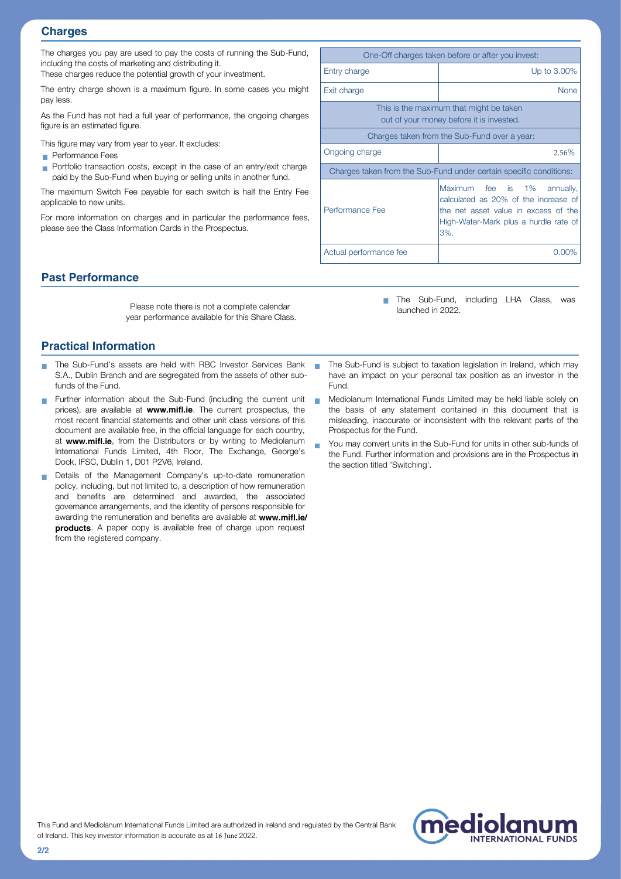## Charges

The charges you pay are used to pay the costs of running the Sub-Fund, including the costs of marketing and distributing it.
These charges reduce the potential growth of your investment.

The entry charge shown is a maximum figure. In some cases you might pay less.

As the Fund has not had a full year of performance, the ongoing charges figure is an estimated figure.

This figure may vary from year to year. It excludes:

- Performance Fees
- Portfolio transaction costs, except in the case of an entry/exit charge paid by the Sub-Fund when buying or selling units in another fund.

The maximum Switch Fee payable for each switch is half the Entry Fee applicable to new units.

For more information on charges and in particular the performance fees, please see the Class Information Cards in the Prospectus.

| One-Off charges taken before or after you invest: | |
|---|---|
| Entry charge | Up to 3.00% |
| Exit charge | None |
| This is the maximum that might be taken out of your money before it is invested. | |
| Charges taken from the Sub-Fund over a year: | |
| Ongoing charge | 2.56% |
| Charges taken from the Sub-Fund under certain specific conditions: | |
| Performance Fee | Maximum fee is 1% annually, calculated as 20% of the increase of the net asset value in excess of the High-Water-Mark plus a hurdle rate of 3%. |
| Actual performance fee | 0.00% |

## Past Performance

Please note there is not a complete calendar year performance available for this Share Class.

- The Sub-Fund, including LHA Class, was launched in 2022.

## Practical Information

- The Sub-Fund's assets are held with RBC Investor Services Bank S.A., Dublin Branch and are segregated from the assets of other sub-funds of the Fund.
- Further information about the Sub-Fund (including the current unit prices), are available at **www.mifl.ie**. The current prospectus, the most recent financial statements and other unit class versions of this document are available free, in the official language for each country, at **www.mifl.ie**, from the Distributors or by writing to Mediolanum International Funds Limited, 4th Floor, The Exchange, George's Dock, IFSC, Dublin 1, D01 P2V6, Ireland.
- Details of the Management Company's up-to-date remuneration policy, including, but not limited to, a description of how remuneration and benefits are determined and awarded, the associated governance arrangements, and the identity of persons responsible for awarding the remuneration and benefits are available at **www.mifl.ie/products**. A paper copy is available free of charge upon request from the registered company.
- The Sub-Fund is subject to taxation legislation in Ireland, which may have an impact on your personal tax position as an investor in the Fund.
- Mediolanum International Funds Limited may be held liable solely on the basis of any statement contained in this document that is misleading, inaccurate or inconsistent with the relevant parts of the Prospectus for the Fund.
- You may convert units in the Sub-Fund for units in other sub-funds of the Fund. Further information and provisions are in the Prospectus in the section titled 'Switching'.

This Fund and Mediolanum International Funds Limited are authorized in Ireland and regulated by the Central Bank of Ireland. This key investor information is accurate as at 16 June 2022.